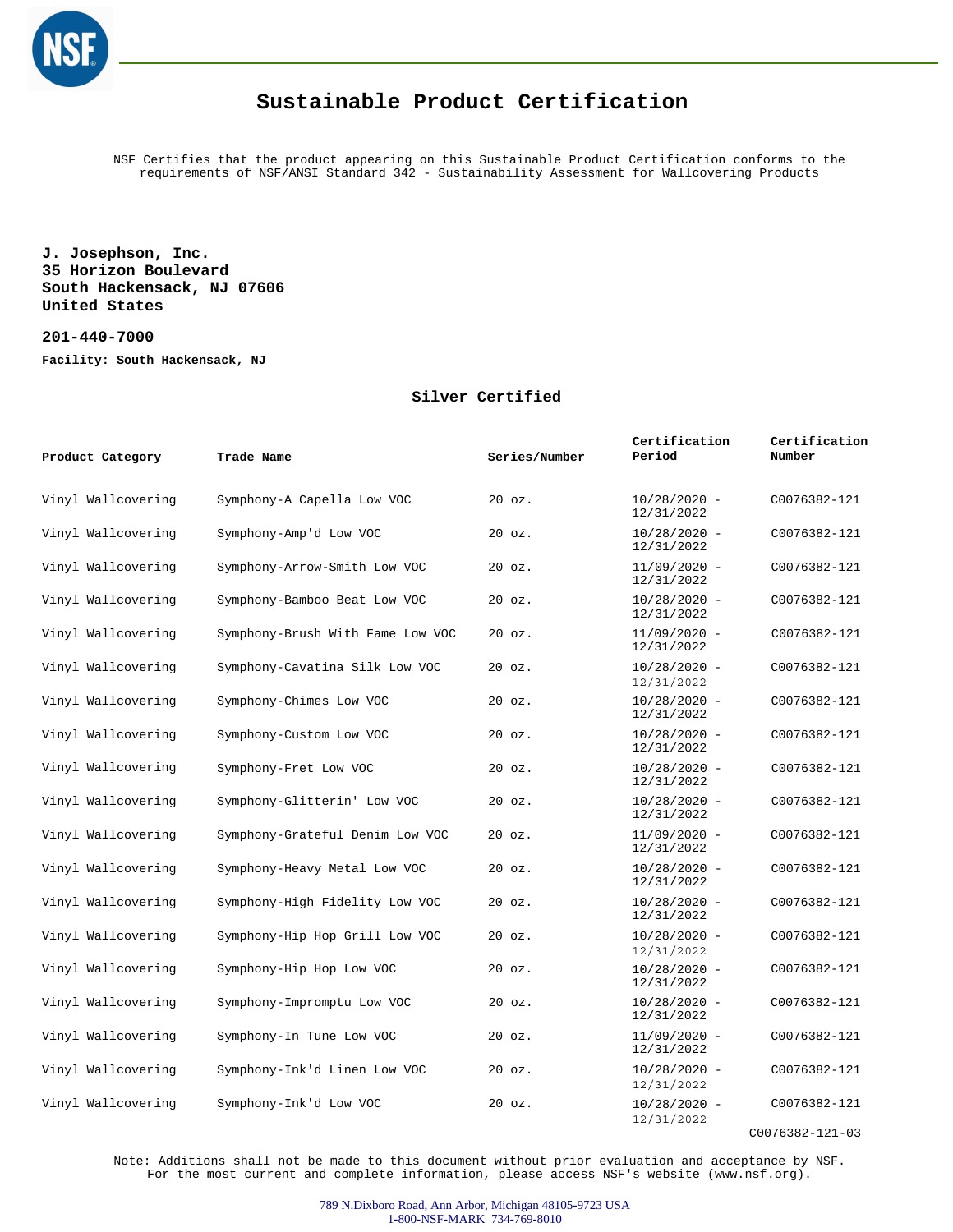# Sustainable Product Certification

NSF Certifies that the product appearing on this Sustainable Product Certification conforms to the requirements of NSF/ANSI Standard 342 - Sustainability Assessment for Wallcovering Products

**J. Josephson, Inc.**
**35 Horizon Boulevard**
**South Hackensack, NJ 07606**
**United States**

**201-440-7000**

**Facility: South Hackensack, NJ**

## Silver Certified

| Product Category | Trade Name | Series/Number | Certification Period | Certification Number |
|---|---|---|---|---|
| Vinyl Wallcovering | Symphony-A Capella Low VOC | 20 oz. | 10/28/2020 - 12/31/2022 | C0076382-121 |
| Vinyl Wallcovering | Symphony-Amp'd Low VOC | 20 oz. | 10/28/2020 - 12/31/2022 | C0076382-121 |
| Vinyl Wallcovering | Symphony-Arrow-Smith Low VOC | 20 oz. | 11/09/2020 - 12/31/2022 | C0076382-121 |
| Vinyl Wallcovering | Symphony-Bamboo Beat Low VOC | 20 oz. | 10/28/2020 - 12/31/2022 | C0076382-121 |
| Vinyl Wallcovering | Symphony-Brush With Fame Low VOC | 20 oz. | 11/09/2020 - 12/31/2022 | C0076382-121 |
| Vinyl Wallcovering | Symphony-Cavatina Silk Low VOC | 20 oz. | 10/28/2020 - 12/31/2022 | C0076382-121 |
| Vinyl Wallcovering | Symphony-Chimes Low VOC | 20 oz. | 10/28/2020 - 12/31/2022 | C0076382-121 |
| Vinyl Wallcovering | Symphony-Custom Low VOC | 20 oz. | 10/28/2020 - 12/31/2022 | C0076382-121 |
| Vinyl Wallcovering | Symphony-Fret Low VOC | 20 oz. | 10/28/2020 - 12/31/2022 | C0076382-121 |
| Vinyl Wallcovering | Symphony-Glitterin' Low VOC | 20 oz. | 10/28/2020 - 12/31/2022 | C0076382-121 |
| Vinyl Wallcovering | Symphony-Grateful Denim Low VOC | 20 oz. | 11/09/2020 - 12/31/2022 | C0076382-121 |
| Vinyl Wallcovering | Symphony-Heavy Metal Low VOC | 20 oz. | 10/28/2020 - 12/31/2022 | C0076382-121 |
| Vinyl Wallcovering | Symphony-High Fidelity Low VOC | 20 oz. | 10/28/2020 - 12/31/2022 | C0076382-121 |
| Vinyl Wallcovering | Symphony-Hip Hop Grill Low VOC | 20 oz. | 10/28/2020 - 12/31/2022 | C0076382-121 |
| Vinyl Wallcovering | Symphony-Hip Hop Low VOC | 20 oz. | 10/28/2020 - 12/31/2022 | C0076382-121 |
| Vinyl Wallcovering | Symphony-Impromptu Low VOC | 20 oz. | 10/28/2020 - 12/31/2022 | C0076382-121 |
| Vinyl Wallcovering | Symphony-In Tune Low VOC | 20 oz. | 11/09/2020 - 12/31/2022 | C0076382-121 |
| Vinyl Wallcovering | Symphony-Ink'd Linen Low VOC | 20 oz. | 10/28/2020 - 12/31/2022 | C0076382-121 |
| Vinyl Wallcovering | Symphony-Ink'd Low VOC | 20 oz. | 10/28/2020 - 12/31/2022 | C0076382-121 |

C0076382-121-03

Note: Additions shall not be made to this document without prior evaluation and acceptance by NSF. For the most current and complete information, please access NSF's website (www.nsf.org).

789 N.Dixboro Road, Ann Arbor, Michigan 48105-9723 USA
1-800-NSF-MARK 734-769-8010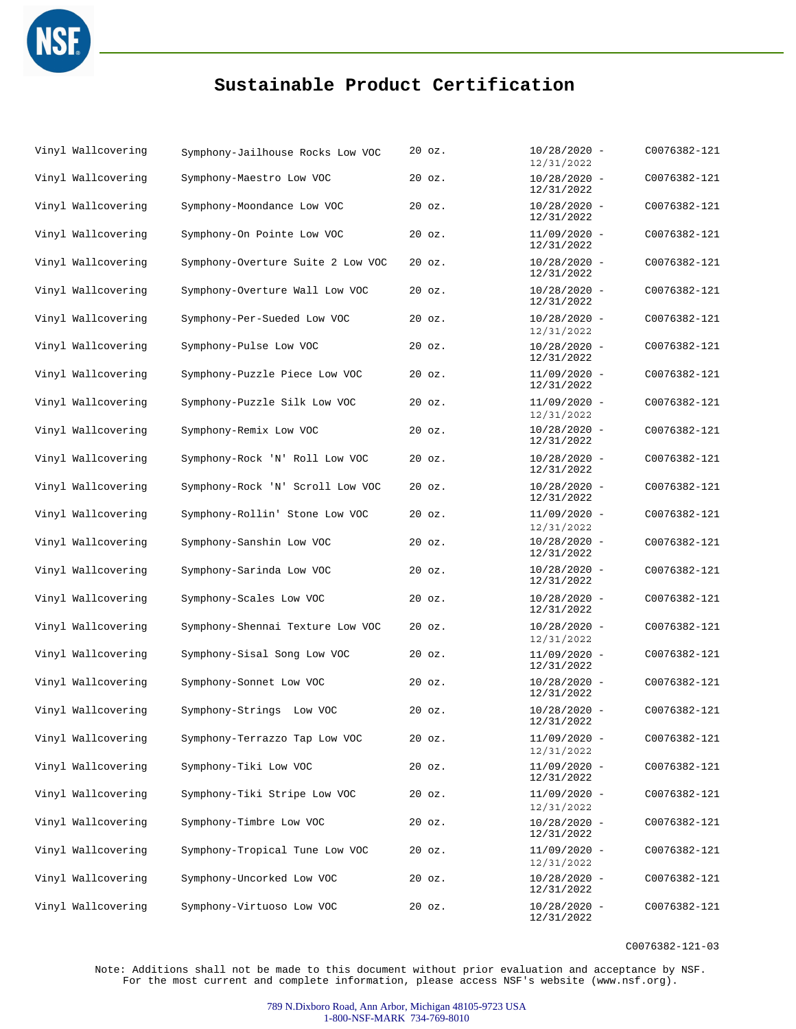# Sustainable Product Certification

| | | | | |
|---|---|---|---|---|
| Vinyl Wallcovering | Symphony-Jailhouse Rocks Low VOC | 20 oz. | 10/28/2020 - 12/31/2022 | C0076382-121 |
| Vinyl Wallcovering | Symphony-Maestro Low VOC | 20 oz. | 10/28/2020 - 12/31/2022 | C0076382-121 |
| Vinyl Wallcovering | Symphony-Moondance Low VOC | 20 oz. | 10/28/2020 - 12/31/2022 | C0076382-121 |
| Vinyl Wallcovering | Symphony-On Pointe Low VOC | 20 oz. | 11/09/2020 - 12/31/2022 | C0076382-121 |
| Vinyl Wallcovering | Symphony-Overture Suite 2 Low VOC | 20 oz. | 10/28/2020 - 12/31/2022 | C0076382-121 |
| Vinyl Wallcovering | Symphony-Overture Wall Low VOC | 20 oz. | 10/28/2020 - 12/31/2022 | C0076382-121 |
| Vinyl Wallcovering | Symphony-Per-Sueded Low VOC | 20 oz. | 10/28/2020 - 12/31/2022 | C0076382-121 |
| Vinyl Wallcovering | Symphony-Pulse Low VOC | 20 oz. | 10/28/2020 - 12/31/2022 | C0076382-121 |
| Vinyl Wallcovering | Symphony-Puzzle Piece Low VOC | 20 oz. | 11/09/2020 - 12/31/2022 | C0076382-121 |
| Vinyl Wallcovering | Symphony-Puzzle Silk Low VOC | 20 oz. | 11/09/2020 - 12/31/2022 | C0076382-121 |
| Vinyl Wallcovering | Symphony-Remix Low VOC | 20 oz. | 10/28/2020 - 12/31/2022 | C0076382-121 |
| Vinyl Wallcovering | Symphony-Rock 'N' Roll Low VOC | 20 oz. | 10/28/2020 - 12/31/2022 | C0076382-121 |
| Vinyl Wallcovering | Symphony-Rock 'N' Scroll Low VOC | 20 oz. | 10/28/2020 - 12/31/2022 | C0076382-121 |
| Vinyl Wallcovering | Symphony-Rollin' Stone Low VOC | 20 oz. | 11/09/2020 - 12/31/2022 | C0076382-121 |
| Vinyl Wallcovering | Symphony-Sanshin Low VOC | 20 oz. | 10/28/2020 - 12/31/2022 | C0076382-121 |
| Vinyl Wallcovering | Symphony-Sarinda Low VOC | 20 oz. | 10/28/2020 - 12/31/2022 | C0076382-121 |
| Vinyl Wallcovering | Symphony-Scales Low VOC | 20 oz. | 10/28/2020 - 12/31/2022 | C0076382-121 |
| Vinyl Wallcovering | Symphony-Shennai Texture Low VOC | 20 oz. | 10/28/2020 - 12/31/2022 | C0076382-121 |
| Vinyl Wallcovering | Symphony-Sisal Song Low VOC | 20 oz. | 11/09/2020 - 12/31/2022 | C0076382-121 |
| Vinyl Wallcovering | Symphony-Sonnet Low VOC | 20 oz. | 10/28/2020 - 12/31/2022 | C0076382-121 |
| Vinyl Wallcovering | Symphony-Strings Low VOC | 20 oz. | 10/28/2020 - 12/31/2022 | C0076382-121 |
| Vinyl Wallcovering | Symphony-Terrazzo Tap Low VOC | 20 oz. | 11/09/2020 - 12/31/2022 | C0076382-121 |
| Vinyl Wallcovering | Symphony-Tiki Low VOC | 20 oz. | 11/09/2020 - 12/31/2022 | C0076382-121 |
| Vinyl Wallcovering | Symphony-Tiki Stripe Low VOC | 20 oz. | 11/09/2020 - 12/31/2022 | C0076382-121 |
| Vinyl Wallcovering | Symphony-Timbre Low VOC | 20 oz. | 10/28/2020 - 12/31/2022 | C0076382-121 |
| Vinyl Wallcovering | Symphony-Tropical Tune Low VOC | 20 oz. | 11/09/2020 - 12/31/2022 | C0076382-121 |
| Vinyl Wallcovering | Symphony-Uncorked Low VOC | 20 oz. | 10/28/2020 - 12/31/2022 | C0076382-121 |
| Vinyl Wallcovering | Symphony-Virtuoso Low VOC | 20 oz. | 10/28/2020 - 12/31/2022 | C0076382-121 |

C0076382-121-03

Note: Additions shall not be made to this document without prior evaluation and acceptance by NSF. For the most current and complete information, please access NSF's website (www.nsf.org).

789 N.Dixboro Road, Ann Arbor, Michigan 48105-9723 USA
1-800-NSF-MARK 734-769-8010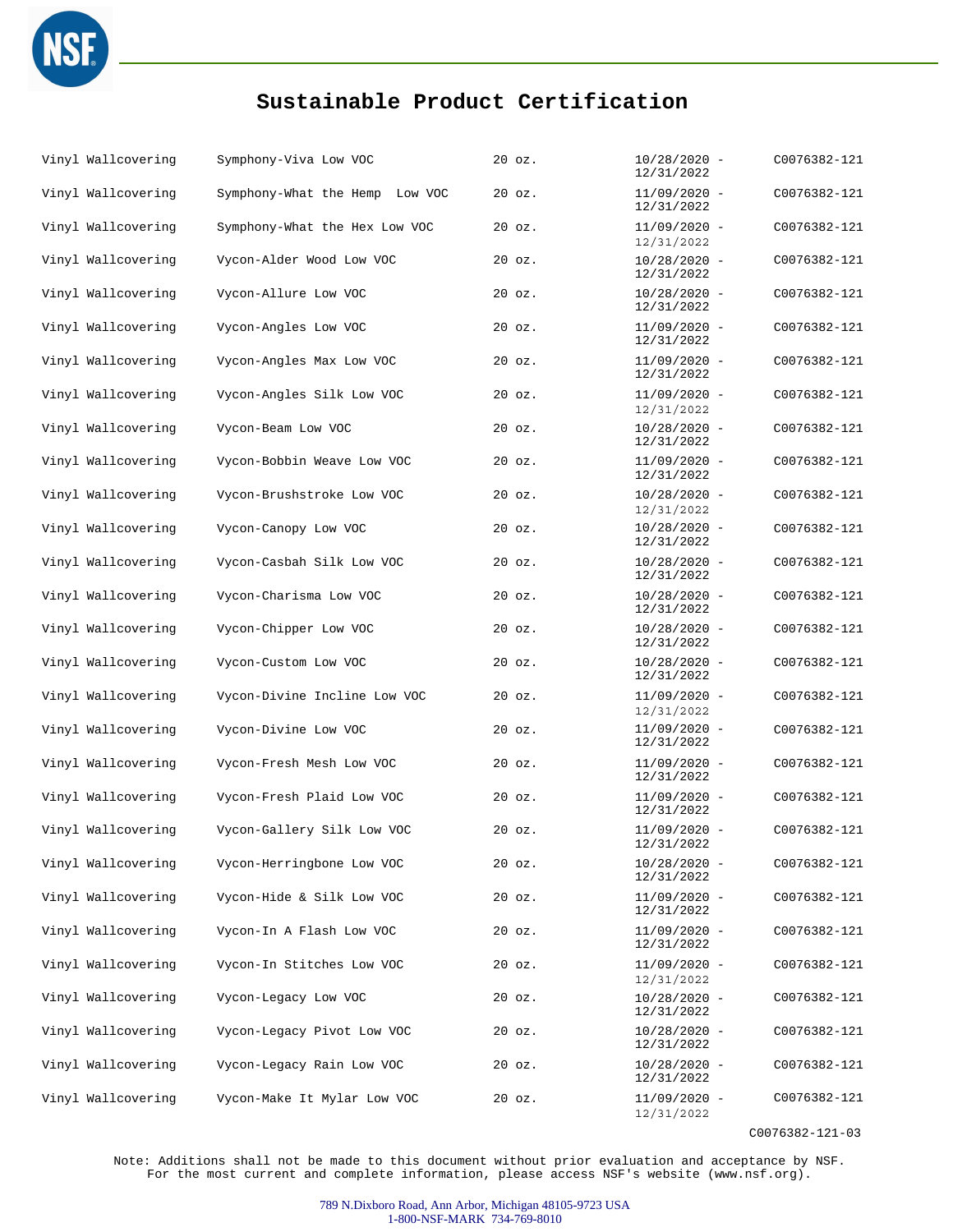# Sustainable Product Certification

| | | | | |
|---|---|---|---|---|
| Vinyl Wallcovering | Symphony-Viva Low VOC | 20 oz. | 10/28/2020 - 12/31/2022 | C0076382-121 |
| Vinyl Wallcovering | Symphony-What the Hemp  Low VOC | 20 oz. | 11/09/2020 - 12/31/2022 | C0076382-121 |
| Vinyl Wallcovering | Symphony-What the Hex Low VOC | 20 oz. | 11/09/2020 - 12/31/2022 | C0076382-121 |
| Vinyl Wallcovering | Vycon-Alder Wood Low VOC | 20 oz. | 10/28/2020 - 12/31/2022 | C0076382-121 |
| Vinyl Wallcovering | Vycon-Allure Low VOC | 20 oz. | 10/28/2020 - 12/31/2022 | C0076382-121 |
| Vinyl Wallcovering | Vycon-Angles Low VOC | 20 oz. | 11/09/2020 - 12/31/2022 | C0076382-121 |
| Vinyl Wallcovering | Vycon-Angles Max Low VOC | 20 oz. | 11/09/2020 - 12/31/2022 | C0076382-121 |
| Vinyl Wallcovering | Vycon-Angles Silk Low VOC | 20 oz. | 11/09/2020 - 12/31/2022 | C0076382-121 |
| Vinyl Wallcovering | Vycon-Beam Low VOC | 20 oz. | 10/28/2020 - 12/31/2022 | C0076382-121 |
| Vinyl Wallcovering | Vycon-Bobbin Weave Low VOC | 20 oz. | 11/09/2020 - 12/31/2022 | C0076382-121 |
| Vinyl Wallcovering | Vycon-Brushstroke Low VOC | 20 oz. | 10/28/2020 - 12/31/2022 | C0076382-121 |
| Vinyl Wallcovering | Vycon-Canopy Low VOC | 20 oz. | 10/28/2020 - 12/31/2022 | C0076382-121 |
| Vinyl Wallcovering | Vycon-Casbah Silk Low VOC | 20 oz. | 10/28/2020 - 12/31/2022 | C0076382-121 |
| Vinyl Wallcovering | Vycon-Charisma Low VOC | 20 oz. | 10/28/2020 - 12/31/2022 | C0076382-121 |
| Vinyl Wallcovering | Vycon-Chipper Low VOC | 20 oz. | 10/28/2020 - 12/31/2022 | C0076382-121 |
| Vinyl Wallcovering | Vycon-Custom Low VOC | 20 oz. | 10/28/2020 - 12/31/2022 | C0076382-121 |
| Vinyl Wallcovering | Vycon-Divine Incline Low VOC | 20 oz. | 11/09/2020 - 12/31/2022 | C0076382-121 |
| Vinyl Wallcovering | Vycon-Divine Low VOC | 20 oz. | 11/09/2020 - 12/31/2022 | C0076382-121 |
| Vinyl Wallcovering | Vycon-Fresh Mesh Low VOC | 20 oz. | 11/09/2020 - 12/31/2022 | C0076382-121 |
| Vinyl Wallcovering | Vycon-Fresh Plaid Low VOC | 20 oz. | 11/09/2020 - 12/31/2022 | C0076382-121 |
| Vinyl Wallcovering | Vycon-Gallery Silk Low VOC | 20 oz. | 11/09/2020 - 12/31/2022 | C0076382-121 |
| Vinyl Wallcovering | Vycon-Herringbone Low VOC | 20 oz. | 10/28/2020 - 12/31/2022 | C0076382-121 |
| Vinyl Wallcovering | Vycon-Hide & Silk Low VOC | 20 oz. | 11/09/2020 - 12/31/2022 | C0076382-121 |
| Vinyl Wallcovering | Vycon-In A Flash Low VOC | 20 oz. | 11/09/2020 - 12/31/2022 | C0076382-121 |
| Vinyl Wallcovering | Vycon-In Stitches Low VOC | 20 oz. | 11/09/2020 - 12/31/2022 | C0076382-121 |
| Vinyl Wallcovering | Vycon-Legacy Low VOC | 20 oz. | 10/28/2020 - 12/31/2022 | C0076382-121 |
| Vinyl Wallcovering | Vycon-Legacy Pivot Low VOC | 20 oz. | 10/28/2020 - 12/31/2022 | C0076382-121 |
| Vinyl Wallcovering | Vycon-Legacy Rain Low VOC | 20 oz. | 10/28/2020 - 12/31/2022 | C0076382-121 |
| Vinyl Wallcovering | Vycon-Make It Mylar Low VOC | 20 oz. | 11/09/2020 - 12/31/2022 | C0076382-121 |

C0076382-121-03

Note: Additions shall not be made to this document without prior evaluation and acceptance by NSF. For the most current and complete information, please access NSF's website (www.nsf.org).

789 N.Dixboro Road, Ann Arbor, Michigan 48105-9723 USA
1-800-NSF-MARK 734-769-8010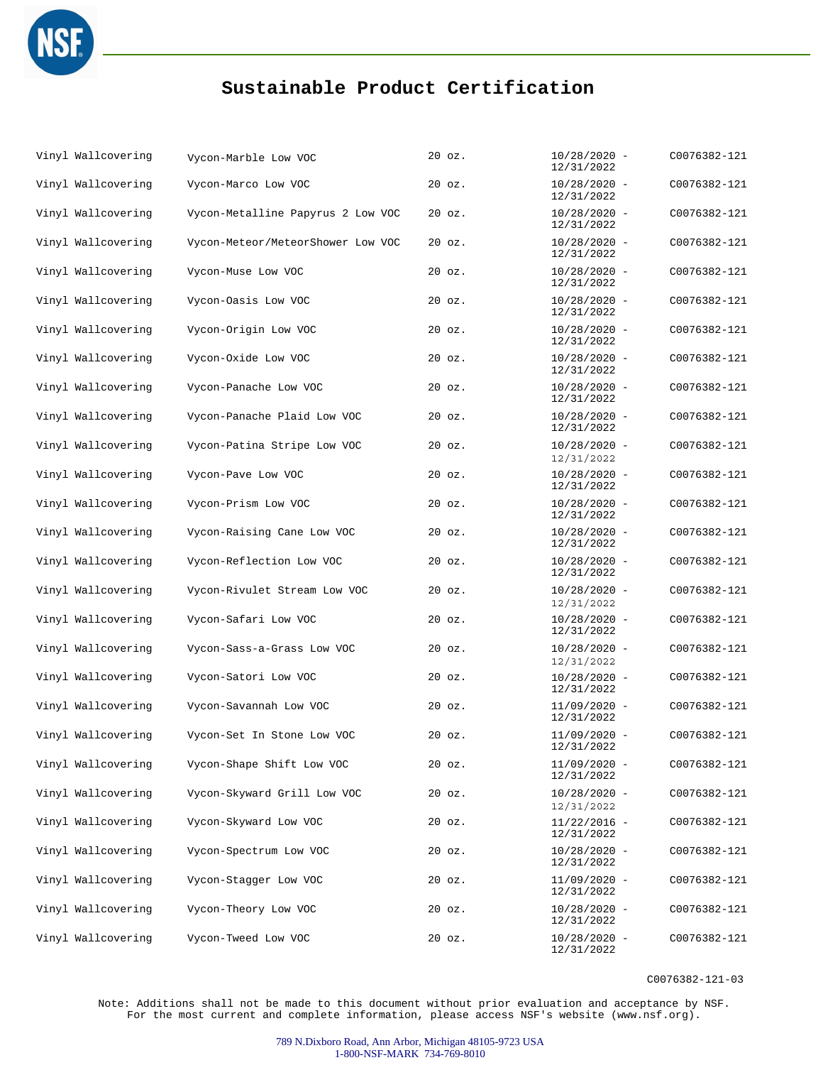# Sustainable Product Certification

| | | | | |
|---|---|---|---|---|
| Vinyl Wallcovering | Vycon-Marble Low VOC | 20 oz. | 10/28/2020 - 12/31/2022 | C0076382-121 |
| Vinyl Wallcovering | Vycon-Marco Low VOC | 20 oz. | 10/28/2020 - 12/31/2022 | C0076382-121 |
| Vinyl Wallcovering | Vycon-Metalline Papyrus 2 Low VOC | 20 oz. | 10/28/2020 - 12/31/2022 | C0076382-121 |
| Vinyl Wallcovering | Vycon-Meteor/MeteorShower Low VOC | 20 oz. | 10/28/2020 - 12/31/2022 | C0076382-121 |
| Vinyl Wallcovering | Vycon-Muse Low VOC | 20 oz. | 10/28/2020 - 12/31/2022 | C0076382-121 |
| Vinyl Wallcovering | Vycon-Oasis Low VOC | 20 oz. | 10/28/2020 - 12/31/2022 | C0076382-121 |
| Vinyl Wallcovering | Vycon-Origin Low VOC | 20 oz. | 10/28/2020 - 12/31/2022 | C0076382-121 |
| Vinyl Wallcovering | Vycon-Oxide Low VOC | 20 oz. | 10/28/2020 - 12/31/2022 | C0076382-121 |
| Vinyl Wallcovering | Vycon-Panache Low VOC | 20 oz. | 10/28/2020 - 12/31/2022 | C0076382-121 |
| Vinyl Wallcovering | Vycon-Panache Plaid Low VOC | 20 oz. | 10/28/2020 - 12/31/2022 | C0076382-121 |
| Vinyl Wallcovering | Vycon-Patina Stripe Low VOC | 20 oz. | 10/28/2020 - 12/31/2022 | C0076382-121 |
| Vinyl Wallcovering | Vycon-Pave Low VOC | 20 oz. | 10/28/2020 - 12/31/2022 | C0076382-121 |
| Vinyl Wallcovering | Vycon-Prism Low VOC | 20 oz. | 10/28/2020 - 12/31/2022 | C0076382-121 |
| Vinyl Wallcovering | Vycon-Raising Cane Low VOC | 20 oz. | 10/28/2020 - 12/31/2022 | C0076382-121 |
| Vinyl Wallcovering | Vycon-Reflection Low VOC | 20 oz. | 10/28/2020 - 12/31/2022 | C0076382-121 |
| Vinyl Wallcovering | Vycon-Rivulet Stream Low VOC | 20 oz. | 10/28/2020 - 12/31/2022 | C0076382-121 |
| Vinyl Wallcovering | Vycon-Safari Low VOC | 20 oz. | 10/28/2020 - 12/31/2022 | C0076382-121 |
| Vinyl Wallcovering | Vycon-Sass-a-Grass Low VOC | 20 oz. | 10/28/2020 - 12/31/2022 | C0076382-121 |
| Vinyl Wallcovering | Vycon-Satori Low VOC | 20 oz. | 10/28/2020 - 12/31/2022 | C0076382-121 |
| Vinyl Wallcovering | Vycon-Savannah Low VOC | 20 oz. | 11/09/2020 - 12/31/2022 | C0076382-121 |
| Vinyl Wallcovering | Vycon-Set In Stone Low VOC | 20 oz. | 11/09/2020 - 12/31/2022 | C0076382-121 |
| Vinyl Wallcovering | Vycon-Shape Shift Low VOC | 20 oz. | 11/09/2020 - 12/31/2022 | C0076382-121 |
| Vinyl Wallcovering | Vycon-Skyward Grill Low VOC | 20 oz. | 10/28/2020 - 12/31/2022 | C0076382-121 |
| Vinyl Wallcovering | Vycon-Skyward Low VOC | 20 oz. | 11/22/2016 - 12/31/2022 | C0076382-121 |
| Vinyl Wallcovering | Vycon-Spectrum Low VOC | 20 oz. | 10/28/2020 - 12/31/2022 | C0076382-121 |
| Vinyl Wallcovering | Vycon-Stagger Low VOC | 20 oz. | 11/09/2020 - 12/31/2022 | C0076382-121 |
| Vinyl Wallcovering | Vycon-Theory Low VOC | 20 oz. | 10/28/2020 - 12/31/2022 | C0076382-121 |
| Vinyl Wallcovering | Vycon-Tweed Low VOC | 20 oz. | 10/28/2020 - 12/31/2022 | C0076382-121 |

C0076382-121-03

Note: Additions shall not be made to this document without prior evaluation and acceptance by NSF. For the most current and complete information, please access NSF's website (www.nsf.org).

789 N.Dixboro Road, Ann Arbor, Michigan 48105-9723 USA
1-800-NSF-MARK 734-769-8010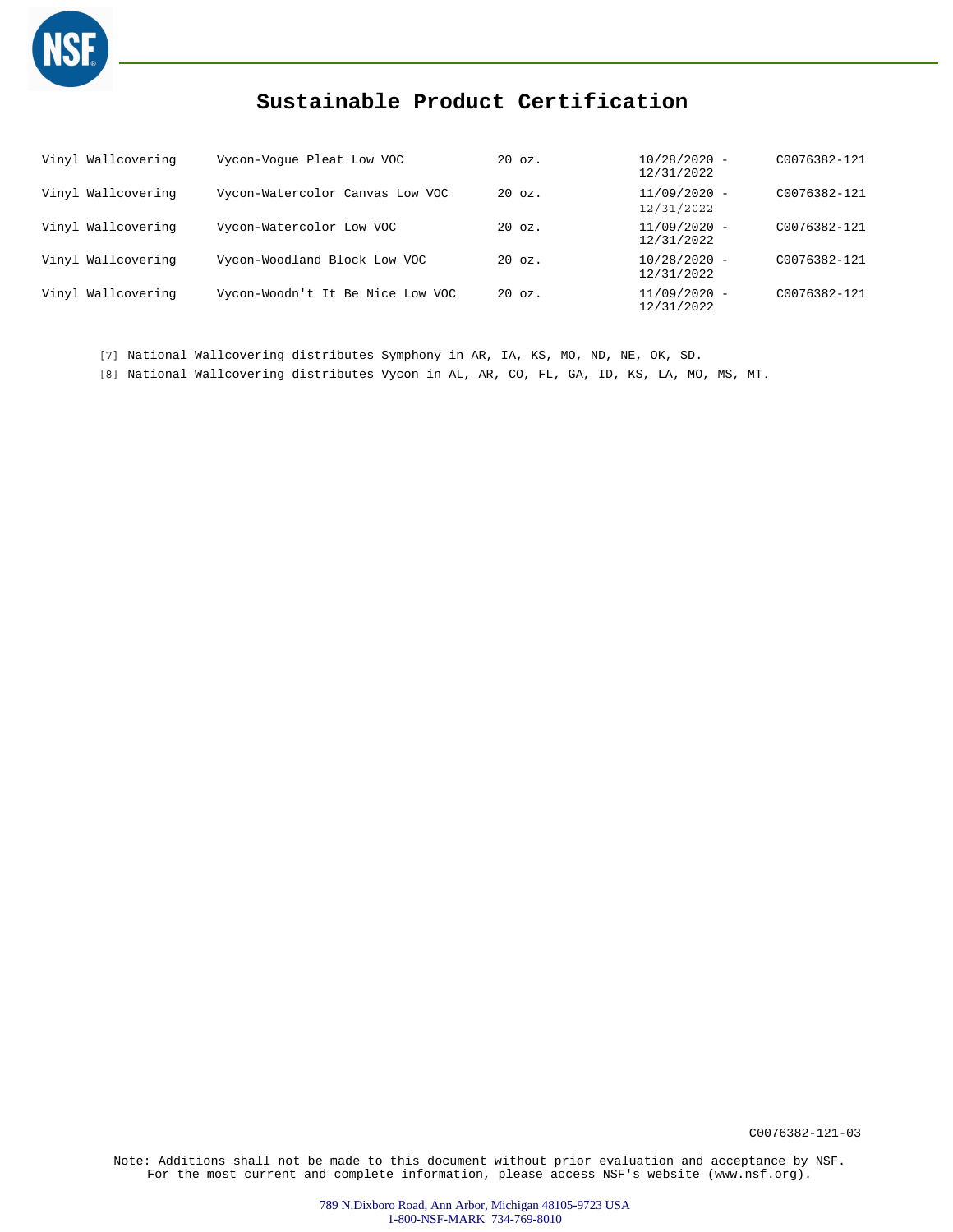# Sustainable Product Certification

| | | | | |
|---|---|---|---|---|
| Vinyl Wallcovering | Vycon-Vogue Pleat Low VOC | 20 oz. | 10/28/2020 - 12/31/2022 | C0076382-121 |
| Vinyl Wallcovering | Vycon-Watercolor Canvas Low VOC | 20 oz. | 11/09/2020 - 12/31/2022 | C0076382-121 |
| Vinyl Wallcovering | Vycon-Watercolor Low VOC | 20 oz. | 11/09/2020 - 12/31/2022 | C0076382-121 |
| Vinyl Wallcovering | Vycon-Woodland Block Low VOC | 20 oz. | 10/28/2020 - 12/31/2022 | C0076382-121 |
| Vinyl Wallcovering | Vycon-Woodn't It Be Nice Low VOC | 20 oz. | 11/09/2020 - 12/31/2022 | C0076382-121 |

[7] National Wallcovering distributes Symphony in AR, IA, KS, MO, ND, NE, OK, SD.

[8] National Wallcovering distributes Vycon in AL, AR, CO, FL, GA, ID, KS, LA, MO, MS, MT.

C0076382-121-03

Note: Additions shall not be made to this document without prior evaluation and acceptance by NSF. For the most current and complete information, please access NSF's website (www.nsf.org).

789 N.Dixboro Road, Ann Arbor, Michigan 48105-9723 USA
1-800-NSF-MARK 734-769-8010